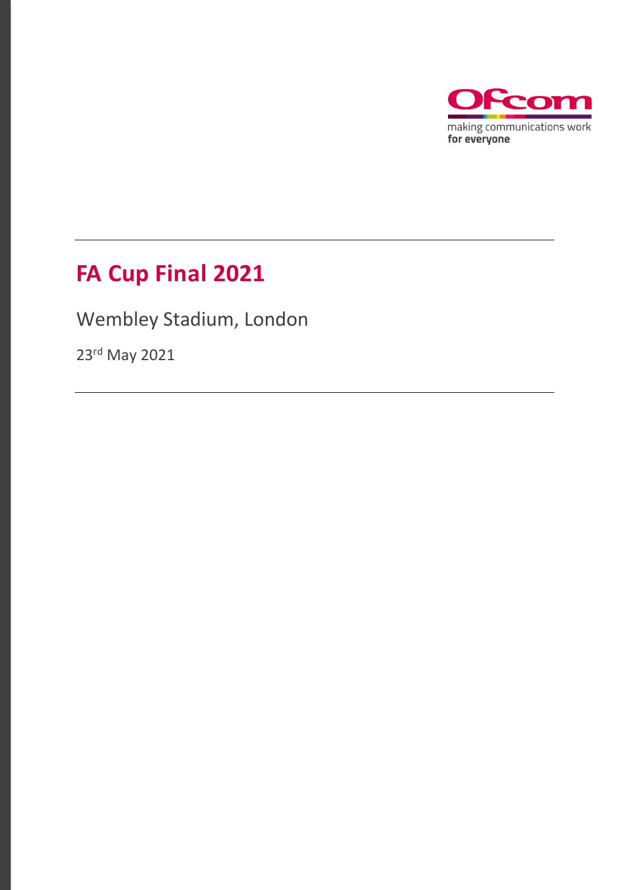Ofcom

making communications work
**for everyone**

---

# FA Cup Final 2021

Wembley Stadium, London

23rd May 2021

---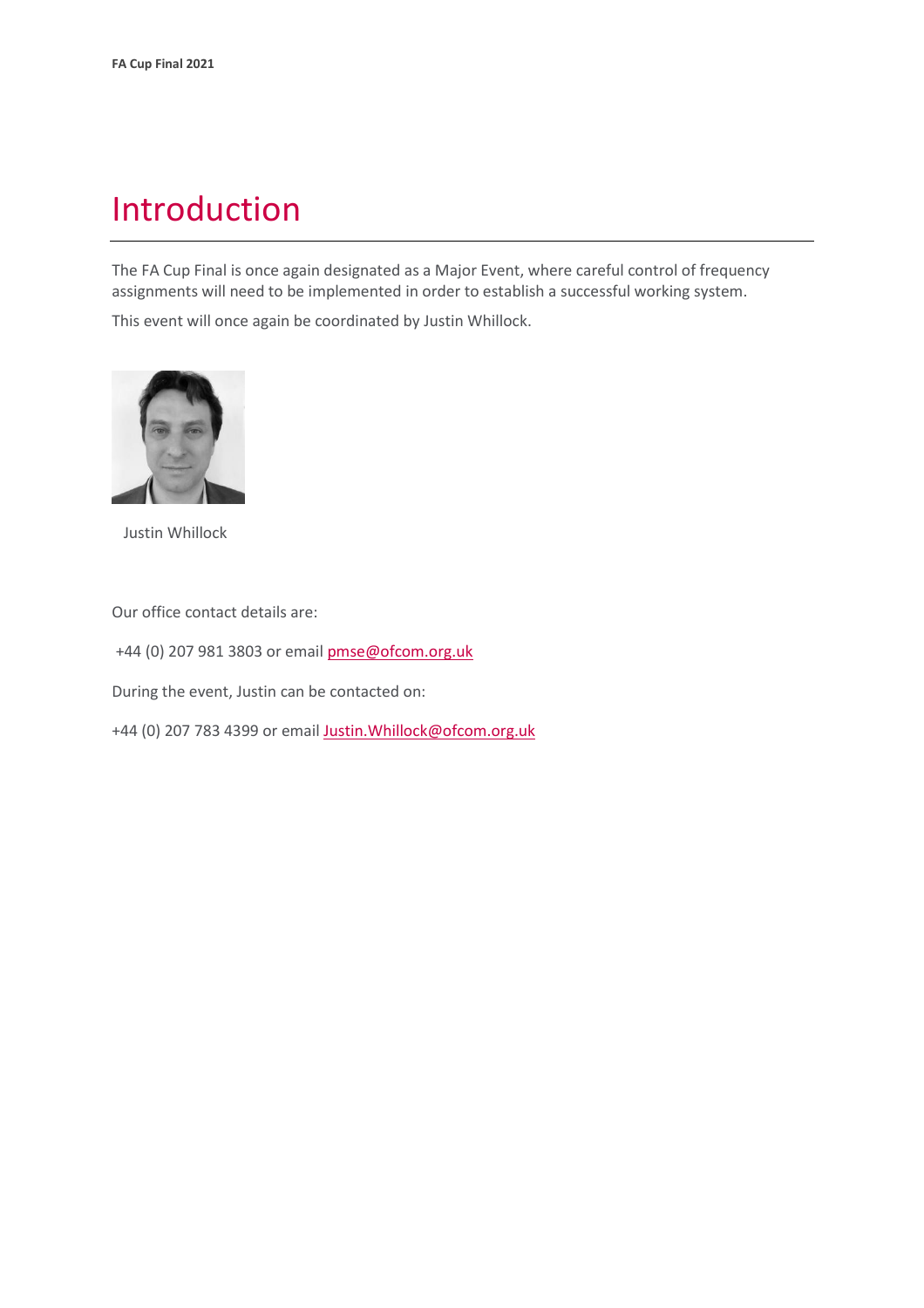# Introduction

The FA Cup Final is once again designated as a Major Event, where careful control of frequency assignments will need to be implemented in order to establish a successful working system.

This event will once again be coordinated by Justin Whillock.

Justin Whillock

Our office contact details are:

+44 (0) 207 981 3803 or email pmse@ofcom.org.uk

During the event, Justin can be contacted on:

+44 (0) 207 783 4399 or email Justin.Whillock@ofcom.org.uk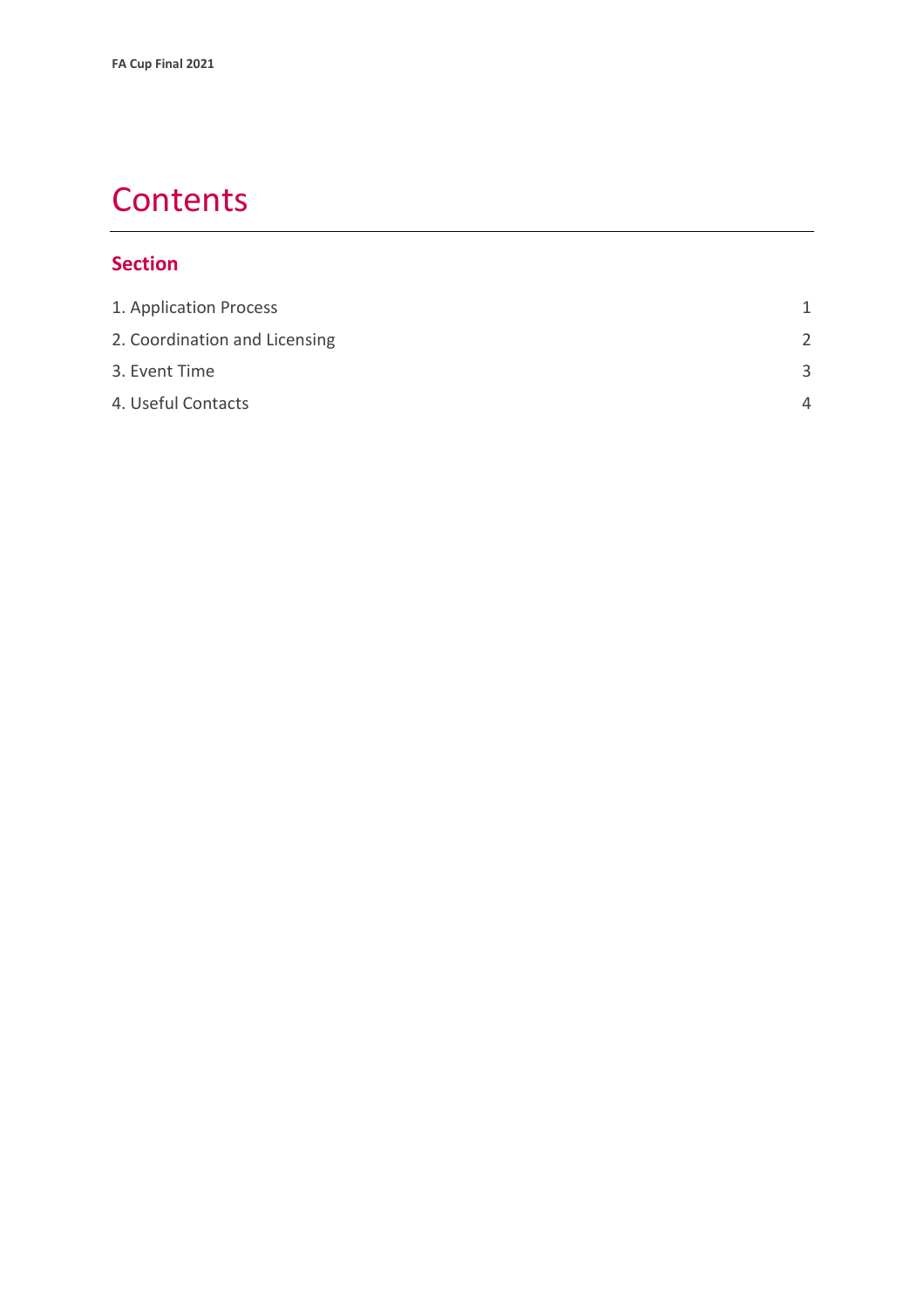# Contents

## Section

| | |
|---|---|
| 1. Application Process | 1 |
| 2. Coordination and Licensing | 2 |
| 3. Event Time | 3 |
| 4. Useful Contacts | 4 |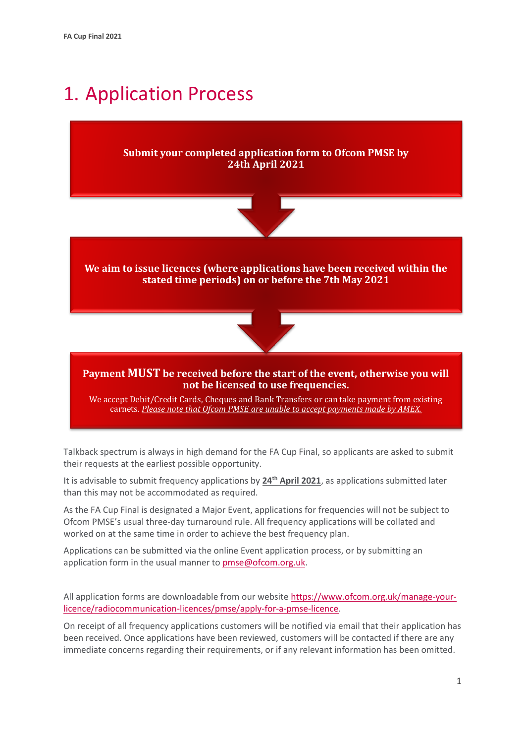# 1. Application Process

**Submit your completed application form to Ofcom PMSE by 24th April 2021**

**We aim to issue licences (where applications have been received within the stated time periods) on or before the 7th May 2021**

**Payment MUST be received before the start of the event, otherwise you will not be licensed to use frequencies.**

We accept Debit/Credit Cards, Cheques and Bank Transfers or can take payment from existing carnets. *Please note that Ofcom PMSE are unable to accept payments made by AMEX.*

Talkback spectrum is always in high demand for the FA Cup Final, so applicants are asked to submit their requests at the earliest possible opportunity.

It is advisable to submit frequency applications by **24th April 2021**, as applications submitted later than this may not be accommodated as required.

As the FA Cup Final is designated a Major Event, applications for frequencies will not be subject to Ofcom PMSE's usual three-day turnaround rule. All frequency applications will be collated and worked on at the same time in order to achieve the best frequency plan.

Applications can be submitted via the online Event application process, or by submitting an application form in the usual manner to pmse@ofcom.org.uk.

All application forms are downloadable from our website https://www.ofcom.org.uk/manage-your-licence/radiocommunication-licences/pmse/apply-for-a-pmse-licence.

On receipt of all frequency applications customers will be notified via email that their application has been received. Once applications have been reviewed, customers will be contacted if there are any immediate concerns regarding their requirements, or if any relevant information has been omitted.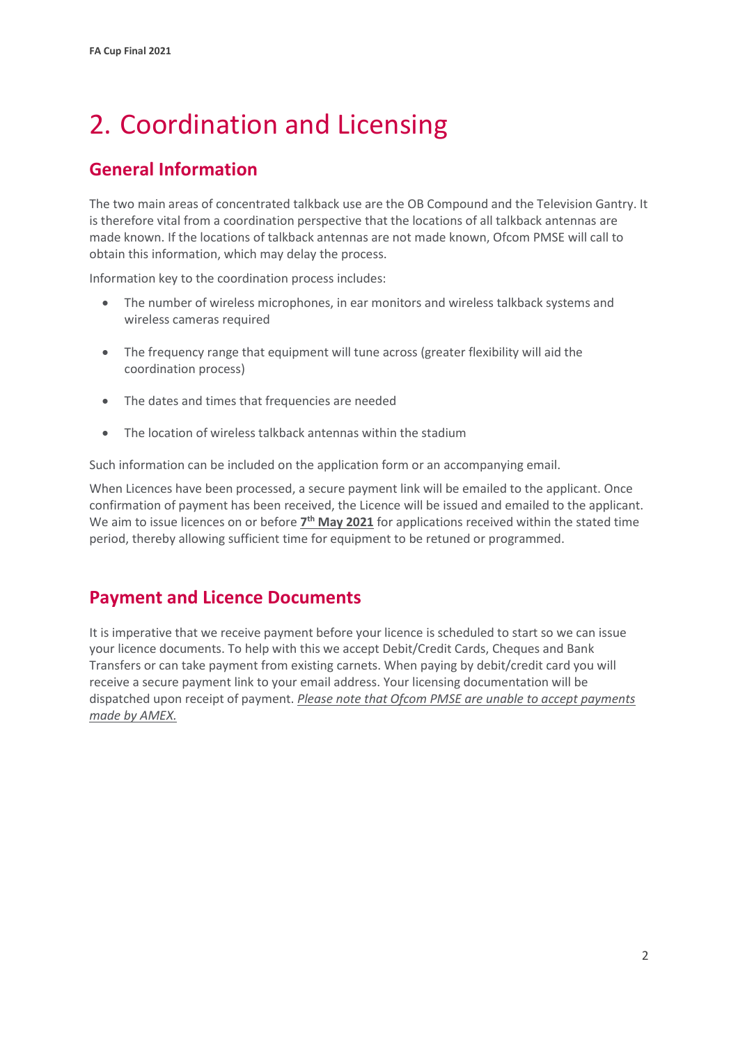# 2. Coordination and Licensing

## General Information

The two main areas of concentrated talkback use are the OB Compound and the Television Gantry. It is therefore vital from a coordination perspective that the locations of all talkback antennas are made known. If the locations of talkback antennas are not made known, Ofcom PMSE will call to obtain this information, which may delay the process.

Information key to the coordination process includes:

- The number of wireless microphones, in ear monitors and wireless talkback systems and wireless cameras required
- The frequency range that equipment will tune across (greater flexibility will aid the coordination process)
- The dates and times that frequencies are needed
- The location of wireless talkback antennas within the stadium

Such information can be included on the application form or an accompanying email.

When Licences have been processed, a secure payment link will be emailed to the applicant. Once confirmation of payment has been received, the Licence will be issued and emailed to the applicant. We aim to issue licences on or before **7th May 2021** for applications received within the stated time period, thereby allowing sufficient time for equipment to be retuned or programmed.

## Payment and Licence Documents

It is imperative that we receive payment before your licence is scheduled to start so we can issue your licence documents. To help with this we accept Debit/Credit Cards, Cheques and Bank Transfers or can take payment from existing carnets. When paying by debit/credit card you will receive a secure payment link to your email address. Your licensing documentation will be dispatched upon receipt of payment. *Please note that Ofcom PMSE are unable to accept payments made by AMEX.*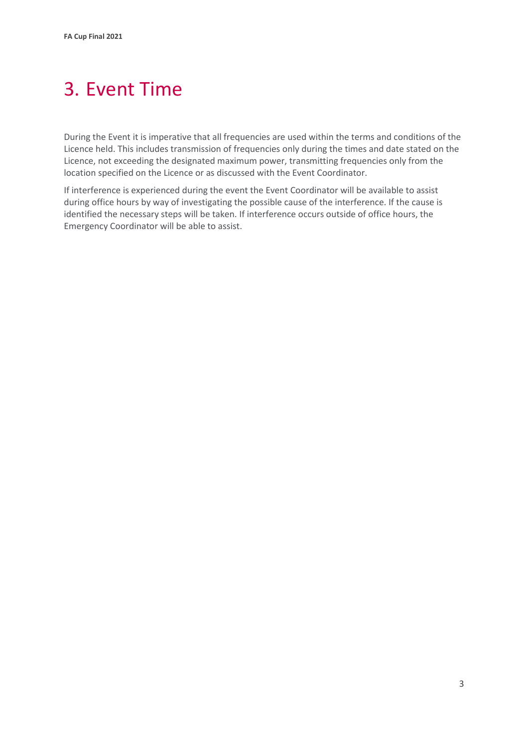# 3. Event Time

During the Event it is imperative that all frequencies are used within the terms and conditions of the Licence held. This includes transmission of frequencies only during the times and date stated on the Licence, not exceeding the designated maximum power, transmitting frequencies only from the location specified on the Licence or as discussed with the Event Coordinator.

If interference is experienced during the event the Event Coordinator will be available to assist during office hours by way of investigating the possible cause of the interference. If the cause is identified the necessary steps will be taken. If interference occurs outside of office hours, the Emergency Coordinator will be able to assist.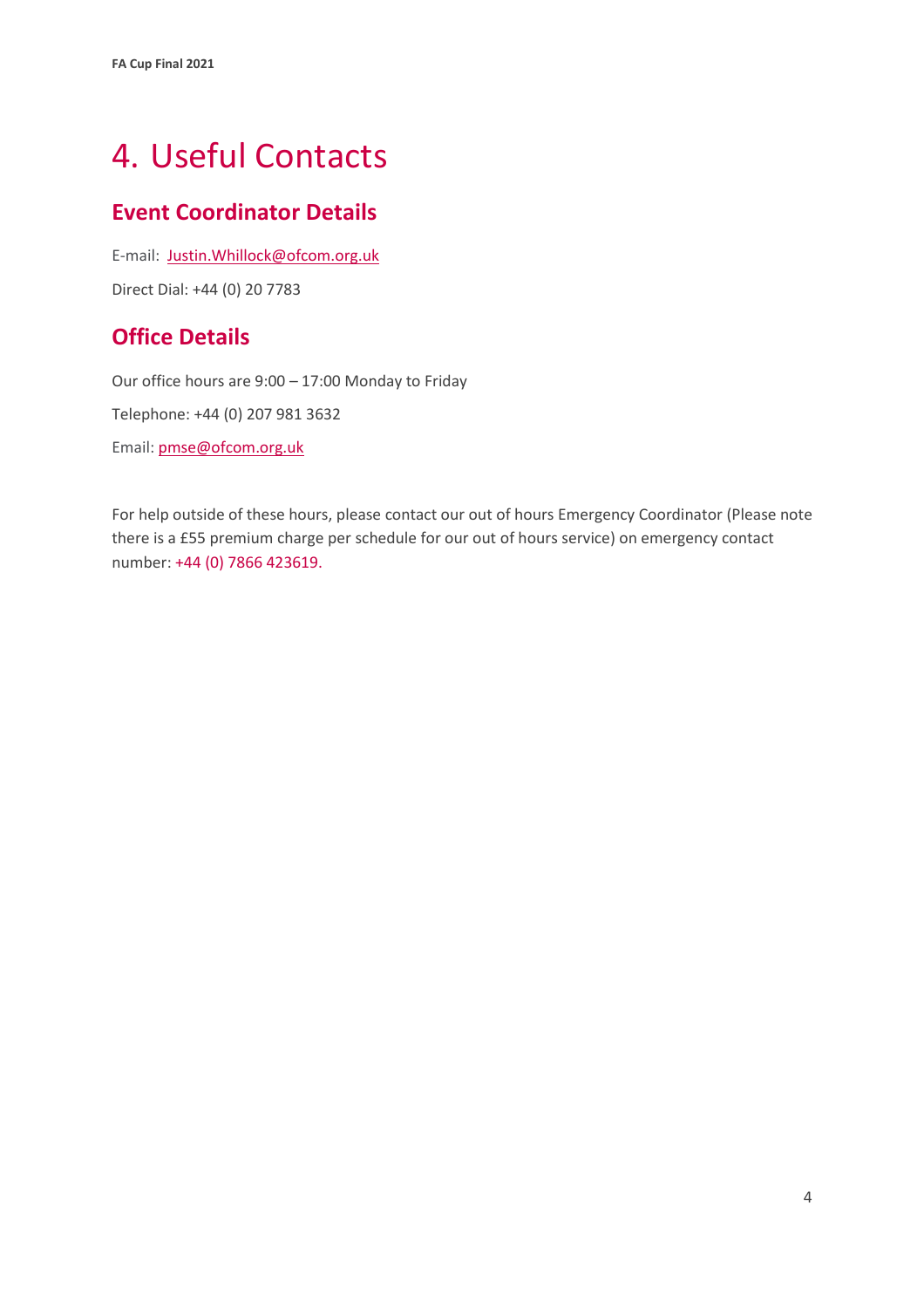# 4. Useful Contacts

## Event Coordinator Details

E-mail: Justin.Whillock@ofcom.org.uk

Direct Dial: +44 (0) 20 7783

## Office Details

Our office hours are 9:00 – 17:00 Monday to Friday

Telephone: +44 (0) 207 981 3632

Email: pmse@ofcom.org.uk

For help outside of these hours, please contact our out of hours Emergency Coordinator (Please note there is a £55 premium charge per schedule for our out of hours service) on emergency contact number: +44 (0) 7866 423619.